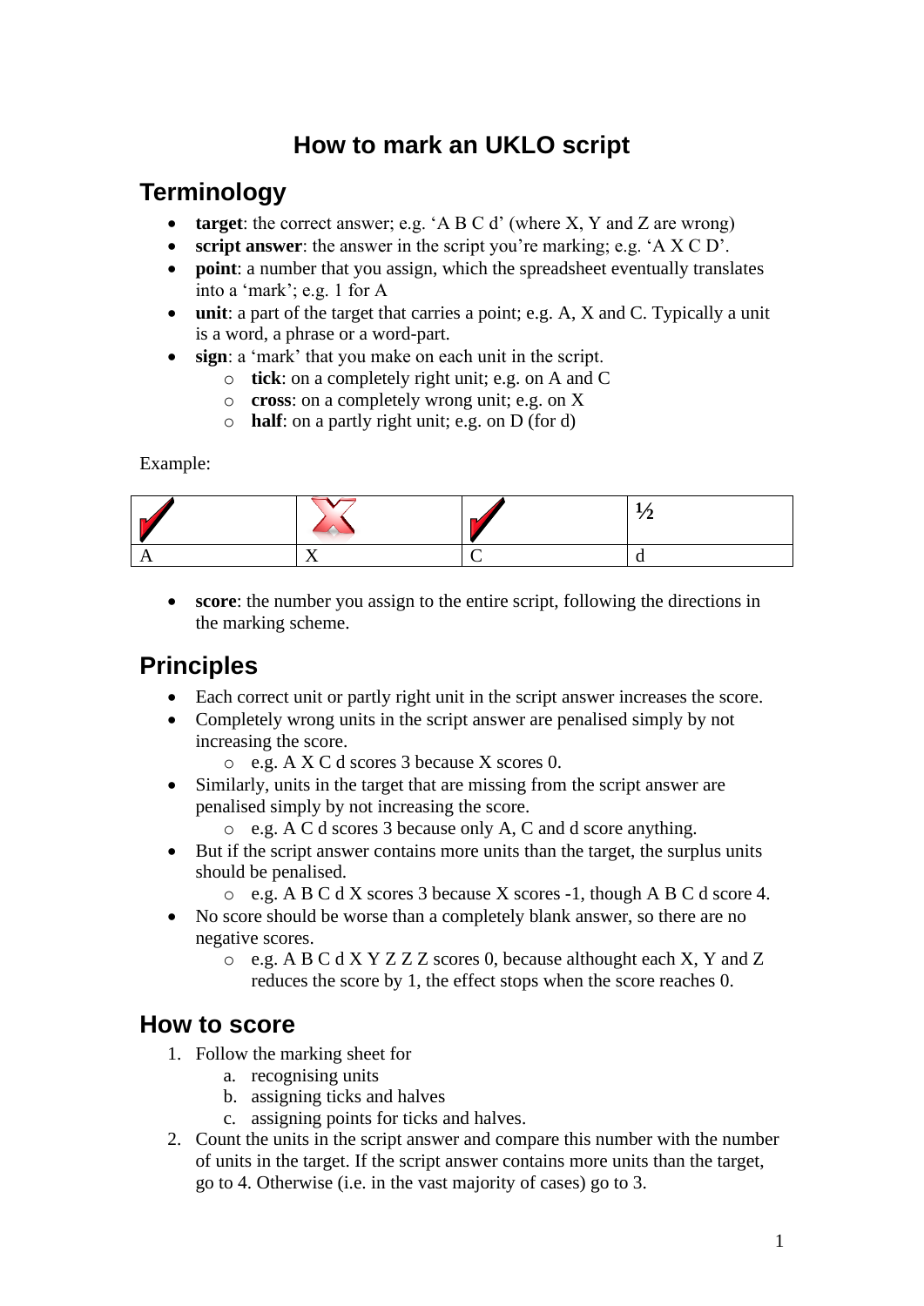# How to mark an UKLO script

## Terminology

- **target**: the correct answer; e.g. 'A B C d' (where X, Y and Z are wrong)
- **script answer**: the answer in the script you're marking; e.g. 'A X C D'.
- **point**: a number that you assign, which the spreadsheet eventually translates into a 'mark'; e.g. 1 for A
- **unit**: a part of the target that carries a point; e.g. A, X and C. Typically a unit is a word, a phrase or a word-part.
- **sign**: a 'mark' that you make on each unit in the script.
    - **tick**: on a completely right unit; e.g. on A and C
    - **cross**: on a completely wrong unit; e.g. on X
    - **half**: on a partly right unit; e.g. on D (for d)

Example:

| ✓ | ✗ | ✓ | ½ |
|---|---|---|---|
| A | X | C | d |

- **score**: the number you assign to the entire script, following the directions in the marking scheme.

## Principles

- Each correct unit or partly right unit in the script answer increases the score.
- Completely wrong units in the script answer are penalised simply by not increasing the score.
    - e.g. A X C d scores 3 because X scores 0.
- Similarly, units in the target that are missing from the script answer are penalised simply by not increasing the score.
    - e.g. A C d scores 3 because only A, C and d score anything.
- But if the script answer contains more units than the target, the surplus units should be penalised.
    - e.g. A B C d X scores 3 because X scores -1, though A B C d score 4.
- No score should be worse than a completely blank answer, so there are no negative scores.
    - e.g. A B C d X Y Z Z Z scores 0, because althought each X, Y and Z reduces the score by 1, the effect stops when the score reaches 0.

## How to score

1. Follow the marking sheet for
    a. recognising units
    b. assigning ticks and halves
    c. assigning points for ticks and halves.
2. Count the units in the script answer and compare this number with the number of units in the target. If the script answer contains more units than the target, go to 4. Otherwise (i.e. in the vast majority of cases) go to 3.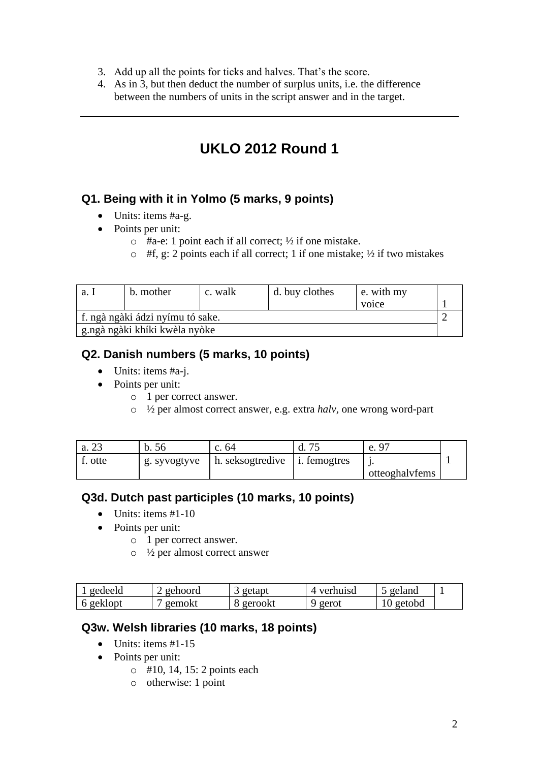3. Add up all the points for ticks and halves. That's the score.
4. As in 3, but then deduct the number of surplus units, i.e. the difference between the numbers of units in the script answer and in the target.

---

# UKLO 2012 Round 1

## Q1. Being with it in Yolmo (5 marks, 9 points)

- Units: items #a-g.
- Points per unit:
  - #a-e: 1 point each if all correct; ½ if one mistake.
  - #f, g: 2 points each if all correct; 1 if one mistake; ½ if two mistakes

| a. I | b. mother | c. walk | d. buy clothes | e. with my voice | 1 |
|---|---|---|---|---|---|
| f. ngà ngàki ádzi nyímu tó sake. | | | | | 2 |
| g.ngà ngàki khíki kwèla nyòke | | | | | |

## Q2. Danish numbers (5 marks, 10 points)

- Units: items #a-j.
- Points per unit:
  - 1 per correct answer.
  - ½ per almost correct answer, e.g. extra *halv*, one wrong word-part

| a. 23 | b. 56 | c. 64 | d. 75 | e. 97 | 1 |
|---|---|---|---|---|---|
| f. otte | g. syvogtyve | h. seksogtredive | i. femogtres | j. otteoghalvfems | |

## Q3d. Dutch past participles (10 marks, 10 points)

- Units: items #1-10
- Points per unit:
  - 1 per correct answer.
  - ½ per almost correct answer

| 1 gedeeld | 2 gehoord | 3 getapt | 4 verhuisd | 5 geland | 1 |
|---|---|---|---|---|---|
| 6 geklopt | 7 gemokt | 8 gerookt | 9 gerot | 10 getobd | |

## Q3w. Welsh libraries (10 marks, 18 points)

- Units: items #1-15
- Points per unit:
  - #10, 14, 15: 2 points each
  - otherwise: 1 point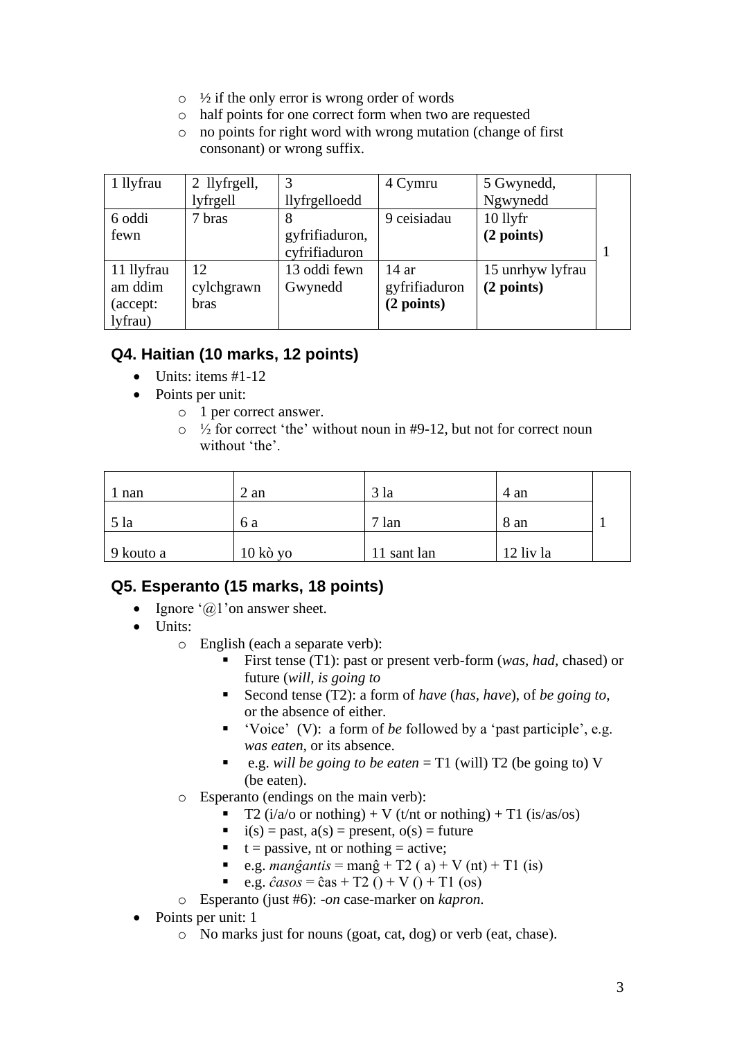- ½ if the only error is wrong order of words
   - half points for one correct form when two are requested
   - no points for right word with wrong mutation (change of first consonant) or wrong suffix.

| 1 llyfrau | 2 llyfrgell, lyfrgell | 3 llyfrgelloedd | 4 Cymru | 5 Gwynedd, Ngwynedd | 1 |
|---|---|---|---|---|---|
| 6 oddi fewn | 7 bras | 8 gyfrifiaduron, cyfrifiaduron | 9 ceisiadau | 10 llyfr **(2 points)** | |
| 11 llyfrau am ddim (accept: lyfrau) | 12 cylchgrawn bras | 13 oddi fewn Gwynedd | 14 ar gyfrifiaduron **(2 points)** | 15 unrhyw lyfrau **(2 points)** | |

### Q4. Haitian (10 marks, 12 points)

- Units: items #1-12
- Points per unit:
   - 1 per correct answer.
   - ½ for correct 'the' without noun in #9-12, but not for correct noun without 'the'.

| 1 nan | 2 an | 3 la | 4 an | 1 |
|---|---|---|---|---|
| 5 la | 6 a | 7 lan | 8 an | |
| 9 kouto a | 10 kò yo | 11 sant lan | 12 liv la | |

### Q5. Esperanto (15 marks, 18 points)

- Ignore '@1' on answer sheet.
- Units:
   - English (each a separate verb):
      - First tense (T1): past or present verb-form (*was*, *had*, chased) or future (*will*, *is going to*
      - Second tense (T2): a form of *have* (*has*, *have*), of *be going to*, or the absence of either.
      - 'Voice' (V): a form of *be* followed by a 'past participle', e.g. *was eaten*, or its absence.
      - e.g. *will be going to be eaten* = T1 (will) T2 (be going to) V (be eaten).
   - Esperanto (endings on the main verb):
      - T2 (i/a/o or nothing) + V (t/nt or nothing) + T1 (is/as/os)
      - i(s) = past, a(s) = present, o(s) = future
      - t = passive, nt or nothing = active;
      - e.g. *manĝantis* = manĝ + T2 ( a) + V (nt) + T1 (is)
      - e.g. *ĉasos* = ĉas + T2 () + V () + T1 (os)
   - Esperanto (just #6): *-on* case-marker on *kapron*.
- Points per unit: 1
   - No marks just for nouns (goat, cat, dog) or verb (eat, chase).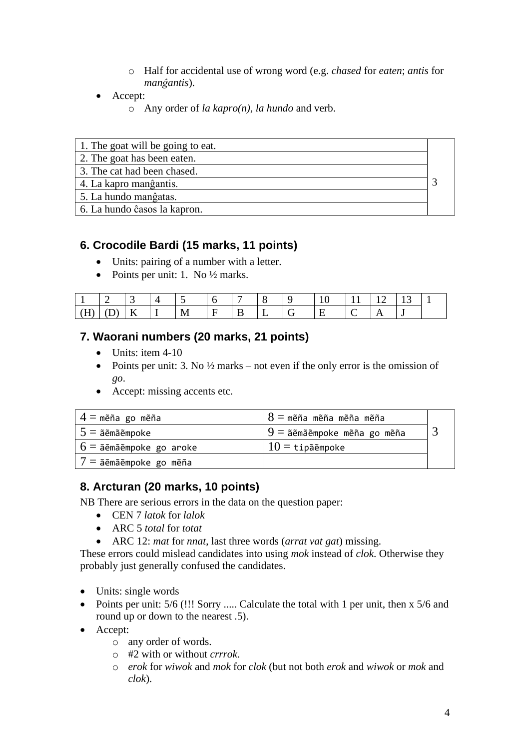- Half for accidental use of wrong word (e.g. *chased* for *eaten*; *antis* for *manĝantis*).
- Accept:
    - Any order of *la kapro(n)*, *la hundo* and verb.

| 1. The goat will be going to eat. | 3 |
|---|---|
| 2. The goat has been eaten. | |
| 3. The cat had been chased. | |
| 4. La kapro manĝantis. | |
| 5. La hundo manĝatas. | |
| 6. La hundo ĉasos la kapron. | |

## 6. Crocodile Bardi (15 marks, 11 points)

- Units: pairing of a number with a letter.
- Points per unit: 1. No ½ marks.

| 1 | 2 | 3 | 4 | 5 | 6 | 7 | 8 | 9 | 10 | 11 | 12 | 13 | 1 |
|---|---|---|---|---|---|---|---|---|---|---|---|---|---|
| (H) | (D) | K | I | M | F | B | L | G | E | C | A | J | |

## 7. Waorani numbers (20 marks, 21 points)

- Units: item 4-10
- Points per unit: 3. No ½ marks – not even if the only error is the omission of *go*.
- Accept: missing accents etc.

| 4 = mẽña go mẽña | 8 = mẽña mẽña mẽña mẽña | 3 |
|---|---|---|
| 5 = ãẽmãẽmpoke | 9 = ãẽmãẽmpoke mẽña go mẽña | |
| 6 = ãẽmãẽmpoke go aroke | 10 = tipãẽmpoke | |
| 7 = ãẽmãẽmpoke go mẽña | | |

## 8. Arcturan (20 marks, 10 points)

NB There are serious errors in the data on the question paper:

- CEN 7 *latok* for *lalok*
- ARC 5 *total* for *totat*
- ARC 12: *mat* for *nnat*, last three words (*arrat vat gat*) missing.

These errors could mislead candidates into using *mok* instead of *clok*. Otherwise they probably just generally confused the candidates.

- Units: single words
- Points per unit: 5/6 (!!! Sorry ..... Calculate the total with 1 per unit, then x 5/6 and round up or down to the nearest .5).
- Accept:
    - any order of words.
    - #2 with or without *crrrok*.
    - *erok* for *wiwok* and *mok* for *clok* (but not both *erok* and *wiwok* or *mok* and *clok*).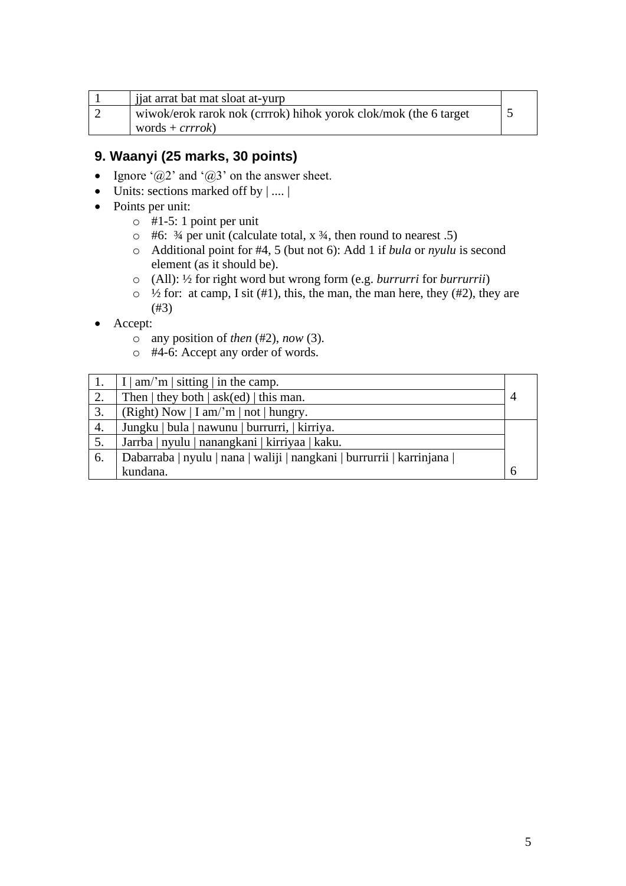| | | |
|---|---|---|
| 1 | jjat arrat bat mat sloat at-yurp | 5 |
| 2 | wiwok/erok rarok nok (crrrok) hihok yorok clok/mok (the 6 target words + *crrrok*) | |

## 9. Waanyi (25 marks, 30 points)

- Ignore '@2' and '@3' on the answer sheet.
- Units: sections marked off by | .... |
- Points per unit:
  - #1-5: 1 point per unit
  - #6: ¾ per unit (calculate total, x ¾, then round to nearest .5)
  - Additional point for #4, 5 (but not 6): Add 1 if *bula* or *nyulu* is second element (as it should be).
  - (All): ½ for right word but wrong form (e.g. *burrurri* for *burrurrii*)
  - ½ for: at camp, I sit (#1), this, the man, the man here, they (#2), they are (#3)
- Accept:
  - any position of *then* (#2), *now* (3).
  - #4-6: Accept any order of words.

| | | |
|---|---|---|
| 1. | I \| am/'m \| sitting \| in the camp. | 4 |
| 2. | Then \| they both \| ask(ed) \| this man. | |
| 3. | (Right) Now \| I am/'m \| not \| hungry. | |
| 4. | Jungku \| bula \| nawunu \| burrurri, \| kirriya. | 6 |
| 5. | Jarrba \| nyulu \| nanangkani \| kirriyaa \| kaku. | |
| 6. | Dabarraba \| nyulu \| nana \| waliji \| nangkani \| burrurrii \| karrinjana \| kundana. | |